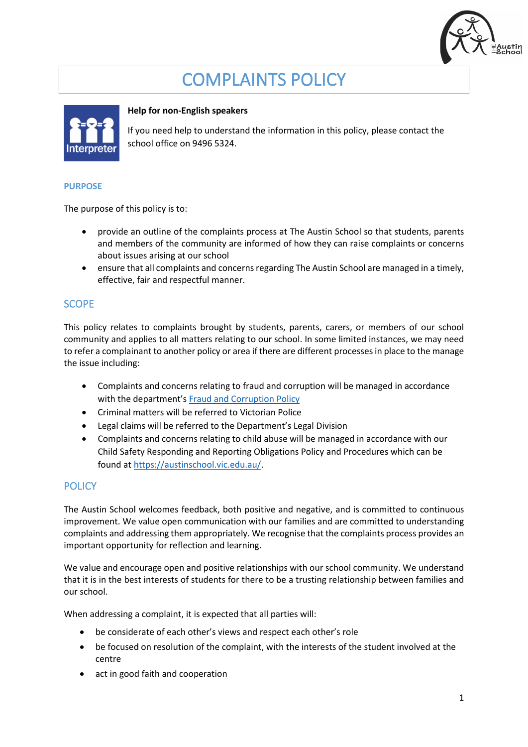# COMPLAINTS POLICY

**Help for non-English speakers**

If you need help to understand the information in this policy, please contact the school office on 9496 5324.

## PURPOSE

The purpose of this policy is to:

- provide an outline of the complaints process at The Austin School so that students, parents and members of the community are informed of how they can raise complaints or concerns about issues arising at our school
- ensure that all complaints and concerns regarding The Austin School are managed in a timely, effective, fair and respectful manner.

## SCOPE

This policy relates to complaints brought by students, parents, carers, or members of our school community and applies to all matters relating to our school. In some limited instances, we may need to refer a complainant to another policy or area if there are different processes in place to the manage the issue including:

- Complaints and concerns relating to fraud and corruption will be managed in accordance with the department's [Fraud and Corruption Policy]
- Criminal matters will be referred to Victorian Police
- Legal claims will be referred to the Department's Legal Division
- Complaints and concerns relating to child abuse will be managed in accordance with our Child Safety Responding and Reporting Obligations Policy and Procedures which can be found at https://austinschool.vic.edu.au/.

## POLICY

The Austin School welcomes feedback, both positive and negative, and is committed to continuous improvement. We value open communication with our families and are committed to understanding complaints and addressing them appropriately. We recognise that the complaints process provides an important opportunity for reflection and learning.

We value and encourage open and positive relationships with our school community. We understand that it is in the best interests of students for there to be a trusting relationship between families and our school.

When addressing a complaint, it is expected that all parties will:

- be considerate of each other's views and respect each other's role
- be focused on resolution of the complaint, with the interests of the student involved at the centre
- act in good faith and cooperation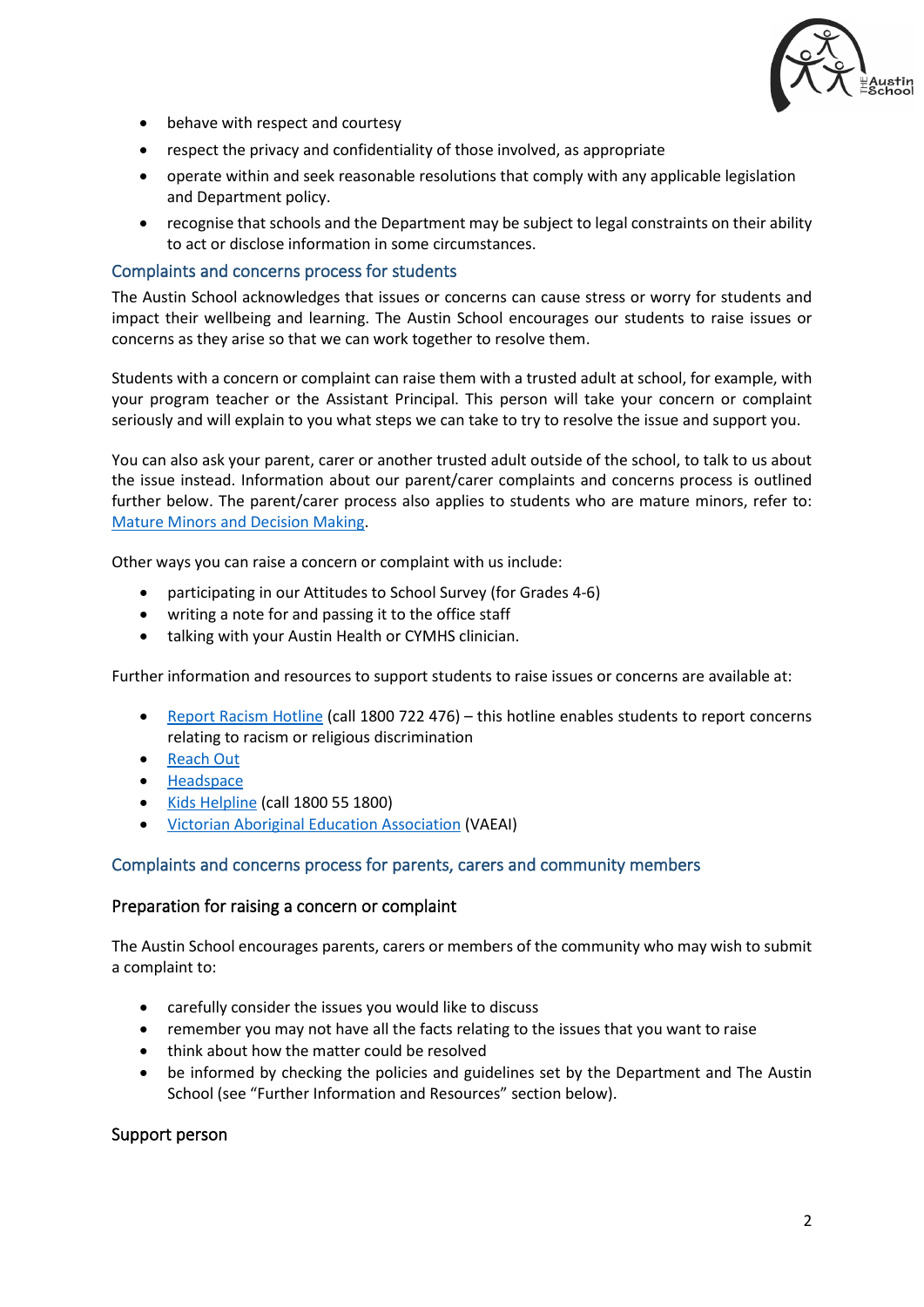- behave with respect and courtesy
- respect the privacy and confidentiality of those involved, as appropriate
- operate within and seek reasonable resolutions that comply with any applicable legislation and Department policy.
- recognise that schools and the Department may be subject to legal constraints on their ability to act or disclose information in some circumstances.

## Complaints and concerns process for students

The Austin School acknowledges that issues or concerns can cause stress or worry for students and impact their wellbeing and learning. The Austin School encourages our students to raise issues or concerns as they arise so that we can work together to resolve them.

Students with a concern or complaint can raise them with a trusted adult at school, for example, with your program teacher or the Assistant Principal. This person will take your concern or complaint seriously and will explain to you what steps we can take to try to resolve the issue and support you.

You can also ask your parent, carer or another trusted adult outside of the school, to talk to us about the issue instead. Information about our parent/carer complaints and concerns process is outlined further below. The parent/carer process also applies to students who are mature minors, refer to: Mature Minors and Decision Making.

Other ways you can raise a concern or complaint with us include:

- participating in our Attitudes to School Survey (for Grades 4-6)
- writing a note for and passing it to the office staff
- talking with your Austin Health or CYMHS clinician.

Further information and resources to support students to raise issues or concerns are available at:

- Report Racism Hotline (call 1800 722 476) – this hotline enables students to report concerns relating to racism or religious discrimination
- Reach Out
- Headspace
- Kids Helpline (call 1800 55 1800)
- Victorian Aboriginal Education Association (VAEAI)

## Complaints and concerns process for parents, carers and community members

### Preparation for raising a concern or complaint

The Austin School encourages parents, carers or members of the community who may wish to submit a complaint to:

- carefully consider the issues you would like to discuss
- remember you may not have all the facts relating to the issues that you want to raise
- think about how the matter could be resolved
- be informed by checking the policies and guidelines set by the Department and The Austin School (see "Further Information and Resources" section below).

### Support person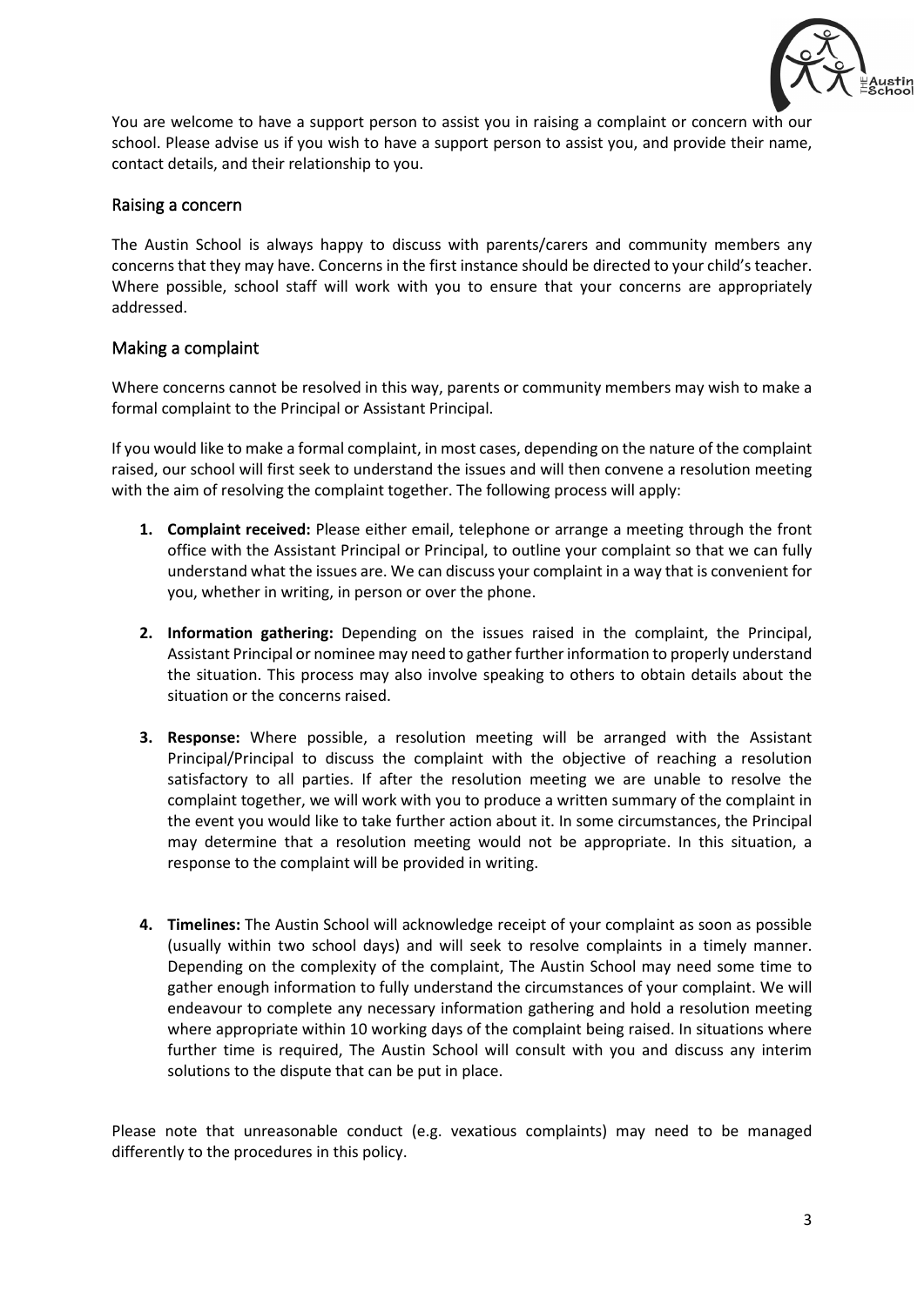You are welcome to have a support person to assist you in raising a complaint or concern with our school. Please advise us if you wish to have a support person to assist you, and provide their name, contact details, and their relationship to you.

## Raising a concern

The Austin School is always happy to discuss with parents/carers and community members any concerns that they may have. Concerns in the first instance should be directed to your child's teacher. Where possible, school staff will work with you to ensure that your concerns are appropriately addressed.

## Making a complaint

Where concerns cannot be resolved in this way, parents or community members may wish to make a formal complaint to the Principal or Assistant Principal.

If you would like to make a formal complaint, in most cases, depending on the nature of the complaint raised, our school will first seek to understand the issues and will then convene a resolution meeting with the aim of resolving the complaint together. The following process will apply:

1. **Complaint received:** Please either email, telephone or arrange a meeting through the front office with the Assistant Principal or Principal, to outline your complaint so that we can fully understand what the issues are. We can discuss your complaint in a way that is convenient for you, whether in writing, in person or over the phone.

2. **Information gathering:** Depending on the issues raised in the complaint, the Principal, Assistant Principal or nominee may need to gather further information to properly understand the situation. This process may also involve speaking to others to obtain details about the situation or the concerns raised.

3. **Response:** Where possible, a resolution meeting will be arranged with the Assistant Principal/Principal to discuss the complaint with the objective of reaching a resolution satisfactory to all parties. If after the resolution meeting we are unable to resolve the complaint together, we will work with you to produce a written summary of the complaint in the event you would like to take further action about it. In some circumstances, the Principal may determine that a resolution meeting would not be appropriate. In this situation, a response to the complaint will be provided in writing.

4. **Timelines:** The Austin School will acknowledge receipt of your complaint as soon as possible (usually within two school days) and will seek to resolve complaints in a timely manner. Depending on the complexity of the complaint, The Austin School may need some time to gather enough information to fully understand the circumstances of your complaint. We will endeavour to complete any necessary information gathering and hold a resolution meeting where appropriate within 10 working days of the complaint being raised. In situations where further time is required, The Austin School will consult with you and discuss any interim solutions to the dispute that can be put in place.

Please note that unreasonable conduct (e.g. vexatious complaints) may need to be managed differently to the procedures in this policy.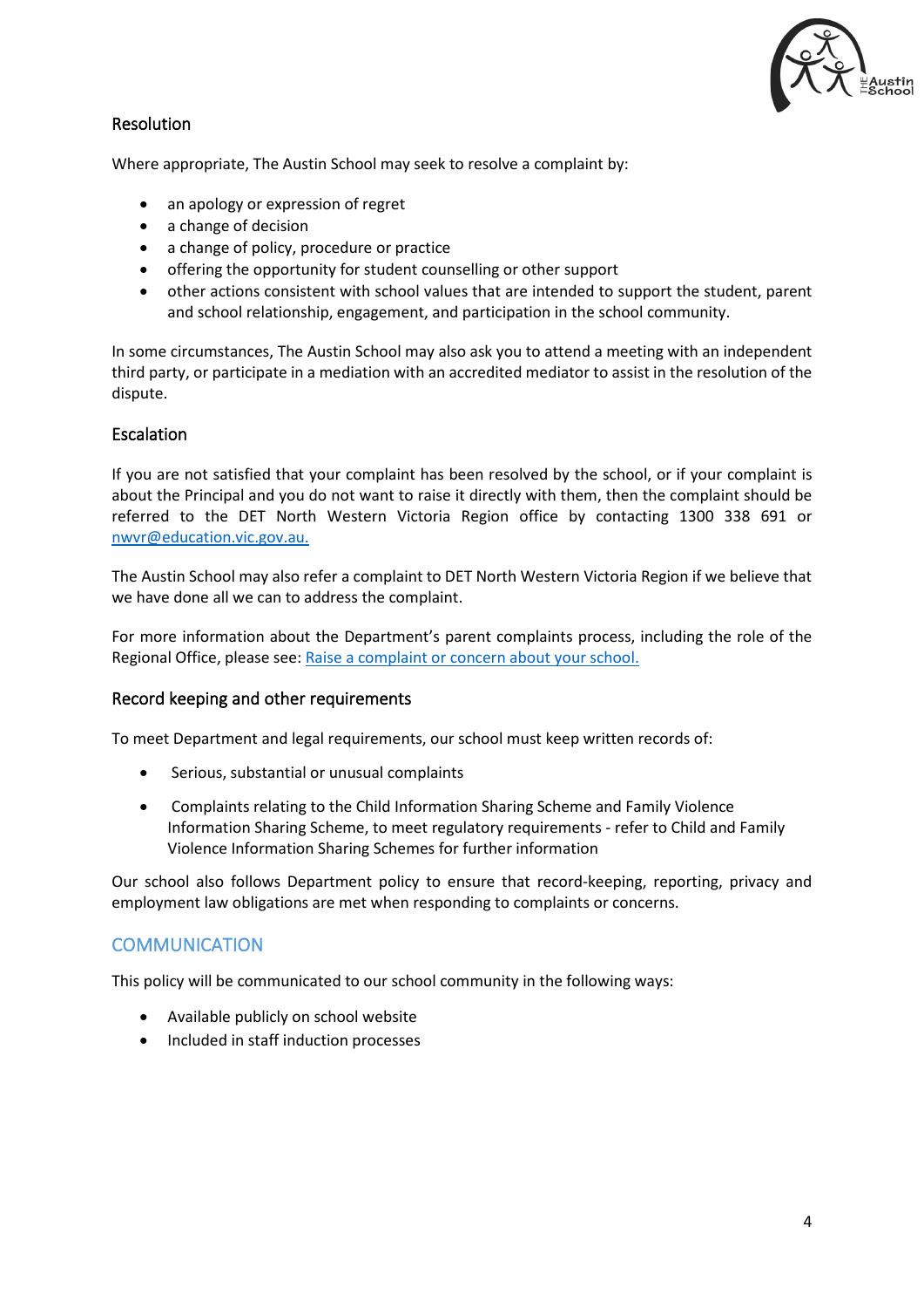### Resolution

Where appropriate, The Austin School may seek to resolve a complaint by:

- an apology or expression of regret
- a change of decision
- a change of policy, procedure or practice
- offering the opportunity for student counselling or other support
- other actions consistent with school values that are intended to support the student, parent and school relationship, engagement, and participation in the school community.

In some circumstances, The Austin School may also ask you to attend a meeting with an independent third party, or participate in a mediation with an accredited mediator to assist in the resolution of the dispute.

### Escalation

If you are not satisfied that your complaint has been resolved by the school, or if your complaint is about the Principal and you do not want to raise it directly with them, then the complaint should be referred to the DET North Western Victoria Region office by contacting 1300 338 691 or [nwvr@education.vic.gov.au.](mailto:nwvr@education.vic.gov.au)

The Austin School may also refer a complaint to DET North Western Victoria Region if we believe that we have done all we can to address the complaint.

For more information about the Department's parent complaints process, including the role of the Regional Office, please see: [Raise a complaint or concern about your school.]()

### Record keeping and other requirements

To meet Department and legal requirements, our school must keep written records of:

- Serious, substantial or unusual complaints
- Complaints relating to the Child Information Sharing Scheme and Family Violence Information Sharing Scheme, to meet regulatory requirements - refer to Child and Family Violence Information Sharing Schemes for further information

Our school also follows Department policy to ensure that record-keeping, reporting, privacy and employment law obligations are met when responding to complaints or concerns.

## COMMUNICATION

This policy will be communicated to our school community in the following ways:

- Available publicly on school website
- Included in staff induction processes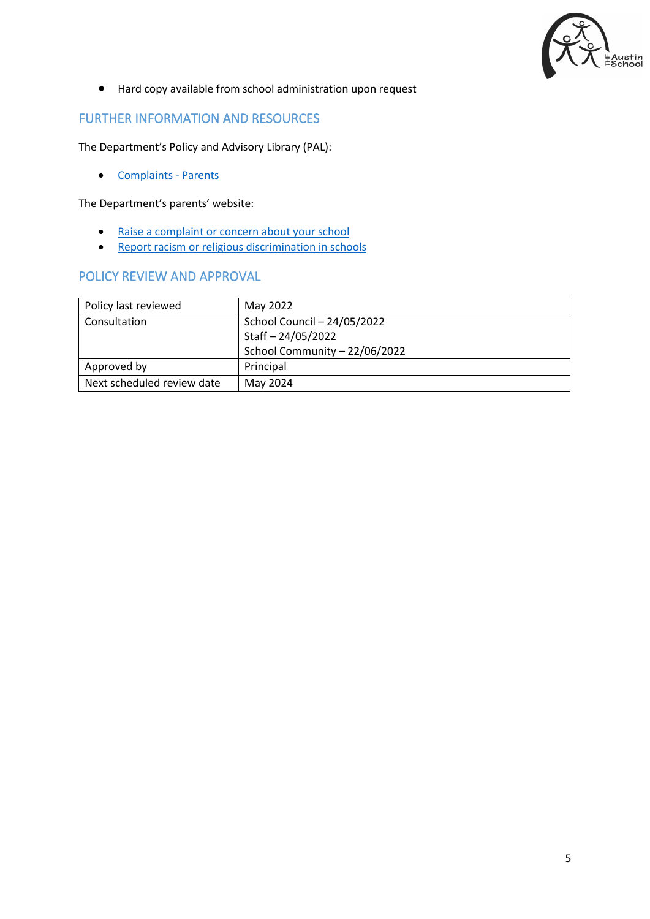- Hard copy available from school administration upon request

## FURTHER INFORMATION AND RESOURCES

The Department's Policy and Advisory Library (PAL):

- Complaints - Parents

The Department's parents' website:

- Raise a complaint or concern about your school
- Report racism or religious discrimination in schools

## POLICY REVIEW AND APPROVAL

| | |
|---|---|
| Policy last reviewed | May 2022 |
| Consultation | School Council – 24/05/2022<br>Staff – 24/05/2022<br>School Community – 22/06/2022 |
| Approved by | Principal |
| Next scheduled review date | May 2024 |